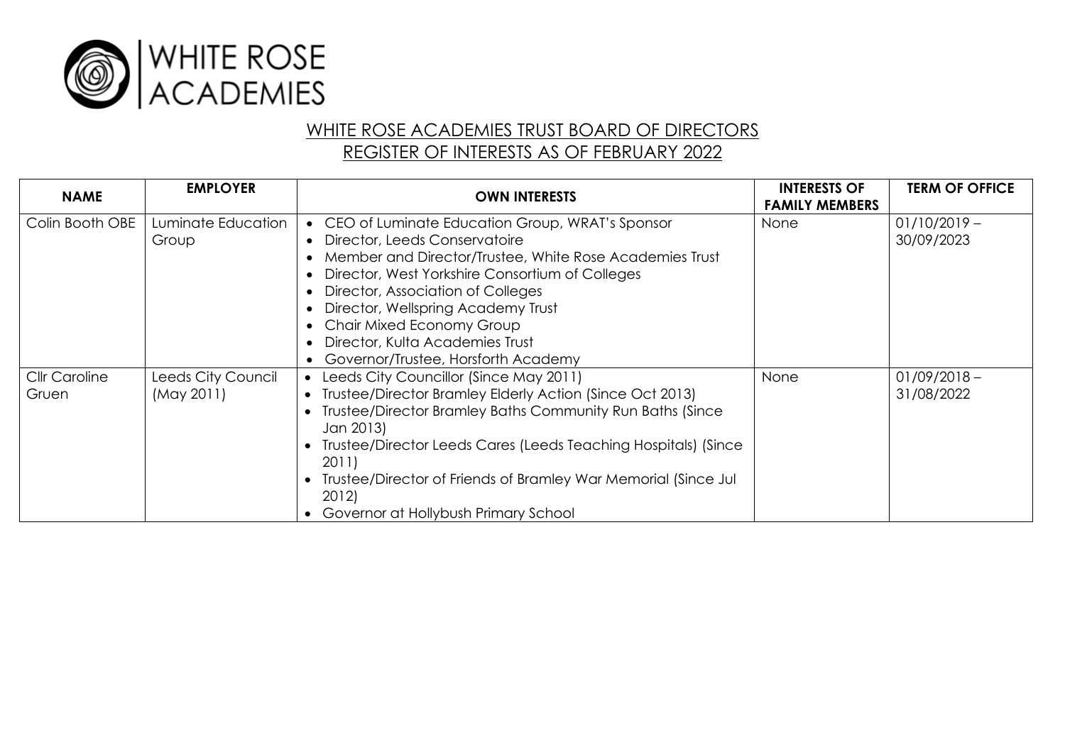WHITE ROSE ACADEMIES

## WHITE ROSE ACADEMIES TRUST BOARD OF DIRECTORS
## REGISTER OF INTERESTS AS OF FEBRUARY 2022

| NAME | EMPLOYER | OWN INTERESTS | INTERESTS OF FAMILY MEMBERS | TERM OF OFFICE |
|---|---|---|---|---|
| Colin Booth OBE | Luminate Education Group | • CEO of Luminate Education Group, WRAT's Sponsor<br>• Director, Leeds Conservatoire<br>• Member and Director/Trustee, White Rose Academies Trust<br>• Director, West Yorkshire Consortium of Colleges<br>• Director, Association of Colleges<br>• Director, Wellspring Academy Trust<br>• Chair Mixed Economy Group<br>• Director, Kulta Academies Trust<br>• Governor/Trustee, Horsforth Academy | None | 01/10/2019 – 30/09/2023 |
| Cllr Caroline Gruen | Leeds City Council (May 2011) | • Leeds City Councillor (Since May 2011)<br>• Trustee/Director Bramley Elderly Action (Since Oct 2013)<br>• Trustee/Director Bramley Baths Community Run Baths (Since Jan 2013)<br>• Trustee/Director Leeds Cares (Leeds Teaching Hospitals) (Since 2011)<br>• Trustee/Director of Friends of Bramley War Memorial (Since Jul 2012)<br>• Governor at Hollybush Primary School | None | 01/09/2018 – 31/08/2022 |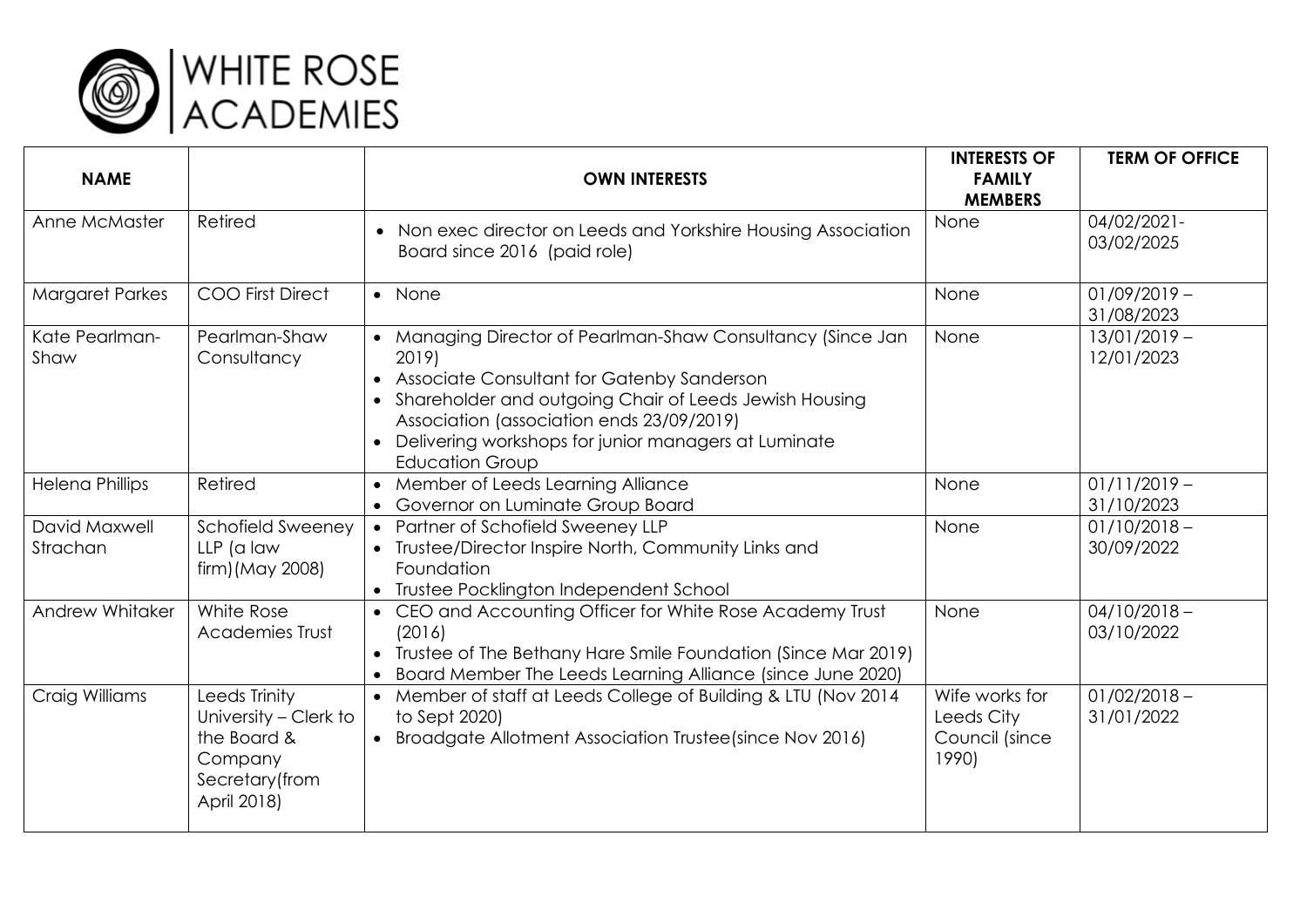# WHITE ROSE ACADEMIES

| NAME | | OWN INTERESTS | INTERESTS OF FAMILY MEMBERS | TERM OF OFFICE |
|---|---|---|---|---|
| Anne McMaster | Retired | • Non exec director on Leeds and Yorkshire Housing Association Board since 2016 (paid role) | None | 04/02/2021-03/02/2025 |
| Margaret Parkes | COO First Direct | • None | None | 01/09/2019 – 31/08/2023 |
| Kate Pearlman-Shaw | Pearlman-Shaw Consultancy | • Managing Director of Pearlman-Shaw Consultancy (Since Jan 2019)<br>• Associate Consultant for Gatenby Sanderson<br>• Shareholder and outgoing Chair of Leeds Jewish Housing Association (association ends 23/09/2019)<br>• Delivering workshops for junior managers at Luminate Education Group | None | 13/01/2019 – 12/01/2023 |
| Helena Phillips | Retired | • Member of Leeds Learning Alliance<br>• Governor on Luminate Group Board | None | 01/11/2019 – 31/10/2023 |
| David Maxwell Strachan | Schofield Sweeney LLP (a law firm)(May 2008) | • Partner of Schofield Sweeney LLP<br>• Trustee/Director Inspire North, Community Links and Foundation<br>• Trustee Pocklington Independent School | None | 01/10/2018 – 30/09/2022 |
| Andrew Whitaker | White Rose Academies Trust | • CEO and Accounting Officer for White Rose Academy Trust (2016)<br>• Trustee of The Bethany Hare Smile Foundation (Since Mar 2019)<br>• Board Member The Leeds Learning Alliance (since June 2020) | None | 04/10/2018 – 03/10/2022 |
| Craig Williams | Leeds Trinity University – Clerk to the Board & Company Secretary(from April 2018) | • Member of staff at Leeds College of Building & LTU (Nov 2014 to Sept 2020)<br>• Broadgate Allotment Association Trustee(since Nov 2016) | Wife works for Leeds City Council (since 1990) | 01/02/2018 – 31/01/2022 |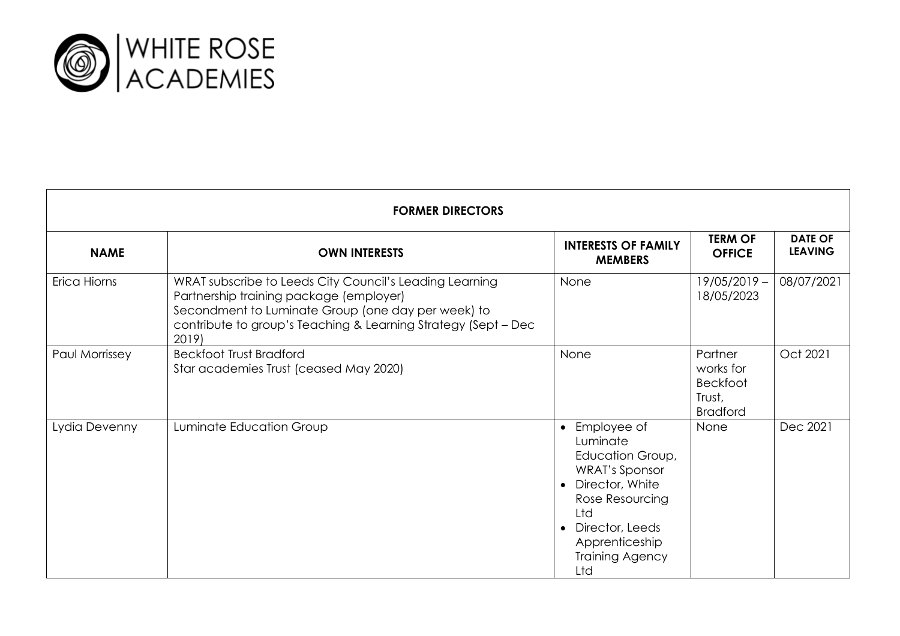WHITE ROSE ACADEMIES

| FORMER DIRECTORS | | | | |
|---|---|---|---|---|
| **NAME** | **OWN INTERESTS** | **INTERESTS OF FAMILY MEMBERS** | **TERM OF OFFICE** | **DATE OF LEAVING** |
| Erica Hiorns | WRAT subscribe to Leeds City Council's Leading Learning Partnership training package (employer)<br>Secondment to Luminate Group (one day per week) to contribute to group's Teaching & Learning Strategy (Sept – Dec 2019) | None | 19/05/2019 – 18/05/2023 | 08/07/2021 |
| Paul Morrissey | Beckfoot Trust Bradford<br>Star academies Trust (ceased May 2020) | None | Partner works for Beckfoot Trust, Bradford | Oct 2021 |
| Lydia Devenny | Luminate Education Group | • Employee of Luminate Education Group, WRAT's Sponsor<br>• Director, White Rose Resourcing Ltd<br>• Director, Leeds Apprenticeship Training Agency Ltd | None | Dec 2021 |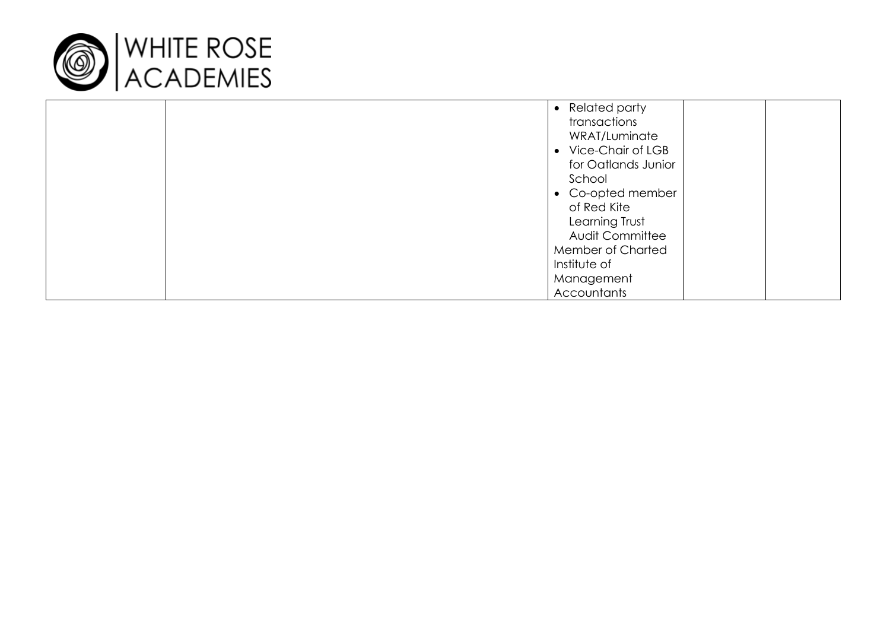| | | | | |
|---|---|---|---|---|
| | | • Related party transactions WRAT/Luminate<br>• Vice-Chair of LGB for Oatlands Junior School<br>• Co-opted member of Red Kite Learning Trust Audit Committee<br>Member of Charted Institute of Management Accountants | | |